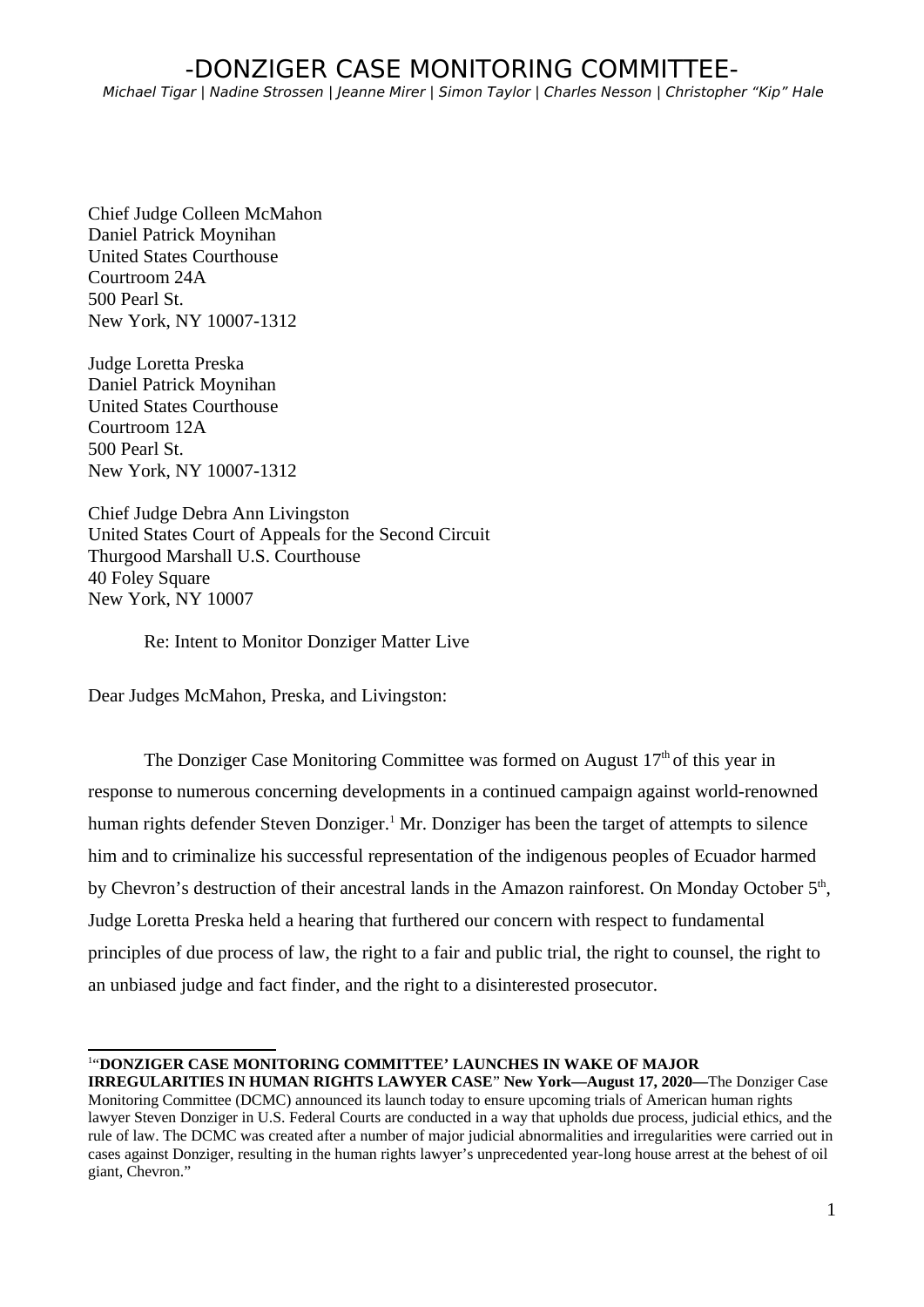# -DONZIGER CASE MONITORING COMMITTEE-

*Michael Tigar | Nadine Strossen | Jeanne Mirer | Simon Taylor | Charles Nesson | Christopher "Kip" Hale*

Chief Judge Colleen McMahon
Daniel Patrick Moynihan
United States Courthouse
Courtroom 24A
500 Pearl St.
New York, NY 10007-1312

Judge Loretta Preska
Daniel Patrick Moynihan
United States Courthouse
Courtroom 12A
500 Pearl St.
New York, NY 10007-1312

Chief Judge Debra Ann Livingston
United States Court of Appeals for the Second Circuit
Thurgood Marshall U.S. Courthouse
40 Foley Square
New York, NY 10007

Re: Intent to Monitor Donziger Matter Live

Dear Judges McMahon, Preska, and Livingston:

The Donziger Case Monitoring Committee was formed on August 17th of this year in response to numerous concerning developments in a continued campaign against world-renowned human rights defender Steven Donziger.[1] Mr. Donziger has been the target of attempts to silence him and to criminalize his successful representation of the indigenous peoples of Ecuador harmed by Chevron's destruction of their ancestral lands in the Amazon rainforest. On Monday October 5th, Judge Loretta Preska held a hearing that furthered our concern with respect to fundamental principles of due process of law, the right to a fair and public trial, the right to counsel, the right to an unbiased judge and fact finder, and the right to a disinterested prosecutor.

---

[1] "**DONZIGER CASE MONITORING COMMITTEE' LAUNCHES IN WAKE OF MAJOR IRREGULARITIES IN HUMAN RIGHTS LAWYER CASE**" **New York—August 17, 2020—**The Donziger Case Monitoring Committee (DCMC) announced its launch today to ensure upcoming trials of American human rights lawyer Steven Donziger in U.S. Federal Courts are conducted in a way that upholds due process, judicial ethics, and the rule of law. The DCMC was created after a number of major judicial abnormalities and irregularities were carried out in cases against Donziger, resulting in the human rights lawyer's unprecedented year-long house arrest at the behest of oil giant, Chevron."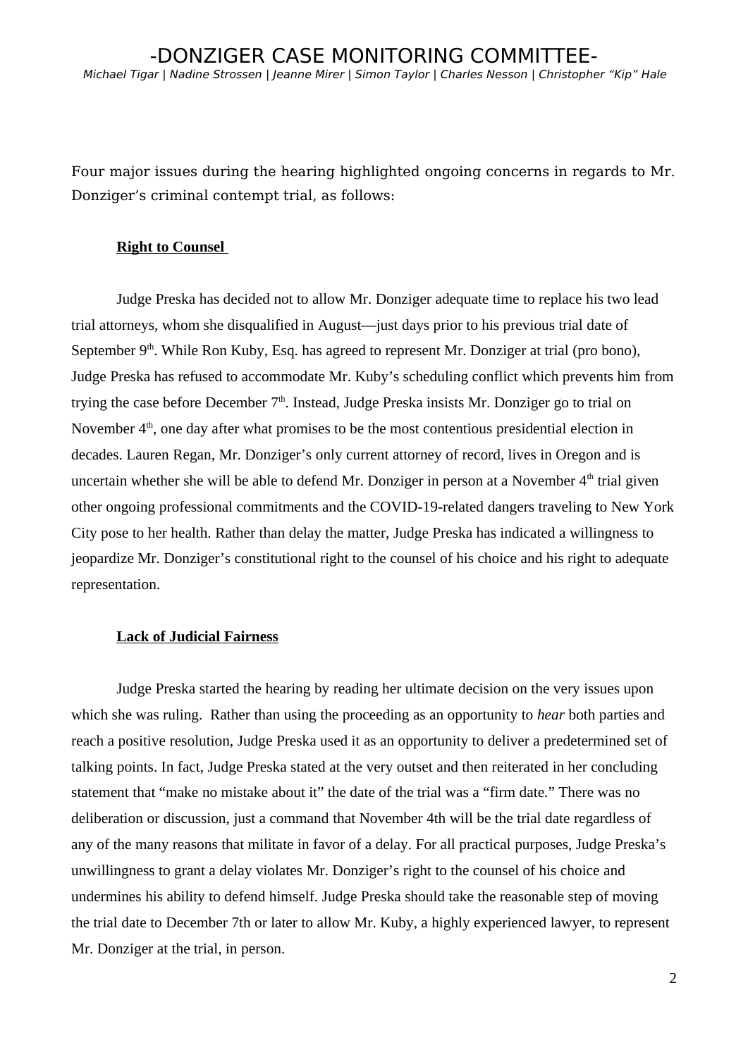Four major issues during the hearing highlighted ongoing concerns in regards to Mr. Donziger's criminal contempt trial, as follows:

**Right to Counsel**

Judge Preska has decided not to allow Mr. Donziger adequate time to replace his two lead trial attorneys, whom she disqualified in August—just days prior to his previous trial date of September 9th. While Ron Kuby, Esq. has agreed to represent Mr. Donziger at trial (pro bono), Judge Preska has refused to accommodate Mr. Kuby's scheduling conflict which prevents him from trying the case before December 7th. Instead, Judge Preska insists Mr. Donziger go to trial on November 4th, one day after what promises to be the most contentious presidential election in decades. Lauren Regan, Mr. Donziger's only current attorney of record, lives in Oregon and is uncertain whether she will be able to defend Mr. Donziger in person at a November 4th trial given other ongoing professional commitments and the COVID-19-related dangers traveling to New York City pose to her health. Rather than delay the matter, Judge Preska has indicated a willingness to jeopardize Mr. Donziger's constitutional right to the counsel of his choice and his right to adequate representation.

**Lack of Judicial Fairness**

Judge Preska started the hearing by reading her ultimate decision on the very issues upon which she was ruling. Rather than using the proceeding as an opportunity to *hear* both parties and reach a positive resolution, Judge Preska used it as an opportunity to deliver a predetermined set of talking points. In fact, Judge Preska stated at the very outset and then reiterated in her concluding statement that "make no mistake about it" the date of the trial was a "firm date." There was no deliberation or discussion, just a command that November 4th will be the trial date regardless of any of the many reasons that militate in favor of a delay. For all practical purposes, Judge Preska's unwillingness to grant a delay violates Mr. Donziger's right to the counsel of his choice and undermines his ability to defend himself. Judge Preska should take the reasonable step of moving the trial date to December 7th or later to allow Mr. Kuby, a highly experienced lawyer, to represent Mr. Donziger at the trial, in person.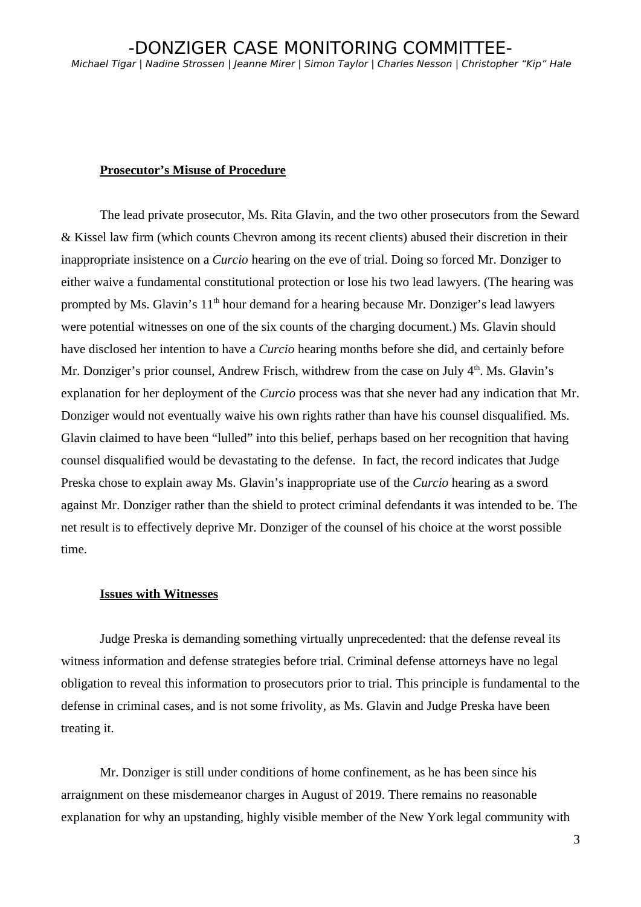#### **Prosecutor's Misuse of Procedure**

The lead private prosecutor, Ms. Rita Glavin, and the two other prosecutors from the Seward & Kissel law firm (which counts Chevron among its recent clients) abused their discretion in their inappropriate insistence on a *Curcio* hearing on the eve of trial. Doing so forced Mr. Donziger to either waive a fundamental constitutional protection or lose his two lead lawyers. (The hearing was prompted by Ms. Glavin's 11th hour demand for a hearing because Mr. Donziger's lead lawyers were potential witnesses on one of the six counts of the charging document.) Ms. Glavin should have disclosed her intention to have a *Curcio* hearing months before she did, and certainly before Mr. Donziger's prior counsel, Andrew Frisch, withdrew from the case on July 4th. Ms. Glavin's explanation for her deployment of the *Curcio* process was that she never had any indication that Mr. Donziger would not eventually waive his own rights rather than have his counsel disqualified. Ms. Glavin claimed to have been "lulled" into this belief, perhaps based on her recognition that having counsel disqualified would be devastating to the defense. In fact, the record indicates that Judge Preska chose to explain away Ms. Glavin's inappropriate use of the *Curcio* hearing as a sword against Mr. Donziger rather than the shield to protect criminal defendants it was intended to be. The net result is to effectively deprive Mr. Donziger of the counsel of his choice at the worst possible time.

#### **Issues with Witnesses**

Judge Preska is demanding something virtually unprecedented: that the defense reveal its witness information and defense strategies before trial. Criminal defense attorneys have no legal obligation to reveal this information to prosecutors prior to trial. This principle is fundamental to the defense in criminal cases, and is not some frivolity, as Ms. Glavin and Judge Preska have been treating it.

Mr. Donziger is still under conditions of home confinement, as he has been since his arraignment on these misdemeanor charges in August of 2019. There remains no reasonable explanation for why an upstanding, highly visible member of the New York legal community with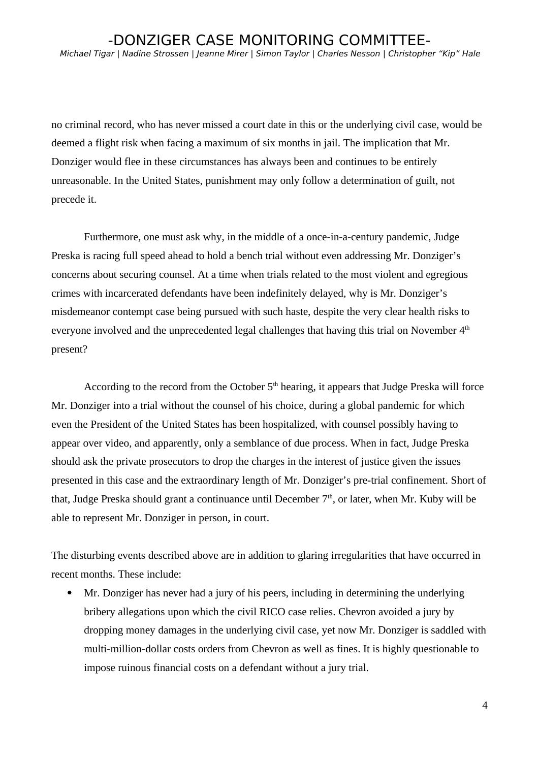no criminal record, who has never missed a court date in this or the underlying civil case, would be deemed a flight risk when facing a maximum of six months in jail. The implication that Mr. Donziger would flee in these circumstances has always been and continues to be entirely unreasonable. In the United States, punishment may only follow a determination of guilt, not precede it.

Furthermore, one must ask why, in the middle of a once-in-a-century pandemic, Judge Preska is racing full speed ahead to hold a bench trial without even addressing Mr. Donziger's concerns about securing counsel. At a time when trials related to the most violent and egregious crimes with incarcerated defendants have been indefinitely delayed, why is Mr. Donziger's misdemeanor contempt case being pursued with such haste, despite the very clear health risks to everyone involved and the unprecedented legal challenges that having this trial on November 4th present?

According to the record from the October 5th hearing, it appears that Judge Preska will force Mr. Donziger into a trial without the counsel of his choice, during a global pandemic for which even the President of the United States has been hospitalized, with counsel possibly having to appear over video, and apparently, only a semblance of due process. When in fact, Judge Preska should ask the private prosecutors to drop the charges in the interest of justice given the issues presented in this case and the extraordinary length of Mr. Donziger's pre-trial confinement. Short of that, Judge Preska should grant a continuance until December 7th, or later, when Mr. Kuby will be able to represent Mr. Donziger in person, in court.

The disturbing events described above are in addition to glaring irregularities that have occurred in recent months. These include:

- Mr. Donziger has never had a jury of his peers, including in determining the underlying bribery allegations upon which the civil RICO case relies. Chevron avoided a jury by dropping money damages in the underlying civil case, yet now Mr. Donziger is saddled with multi-million-dollar costs orders from Chevron as well as fines. It is highly questionable to impose ruinous financial costs on a defendant without a jury trial.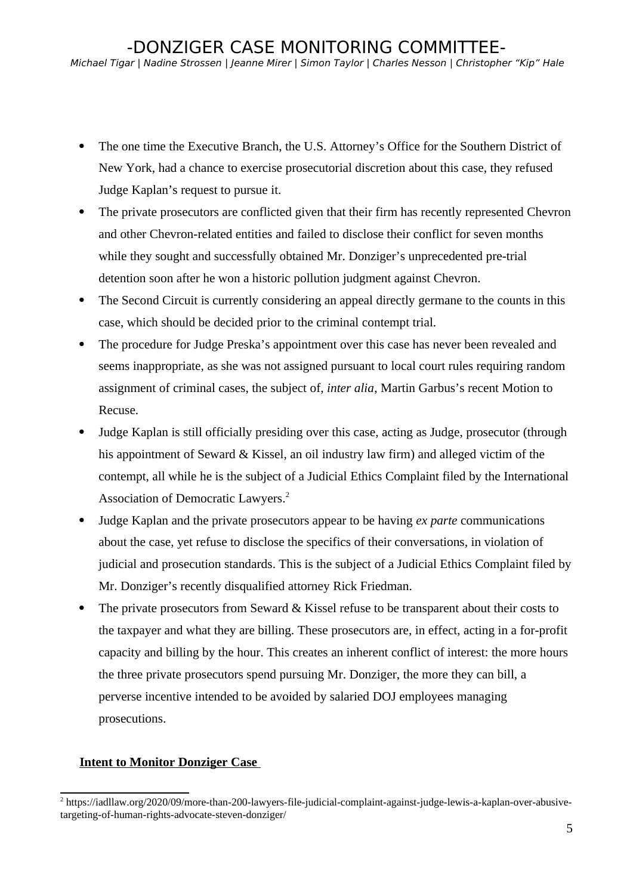- The one time the Executive Branch, the U.S. Attorney's Office for the Southern District of New York, had a chance to exercise prosecutorial discretion about this case, they refused Judge Kaplan's request to pursue it.
- The private prosecutors are conflicted given that their firm has recently represented Chevron and other Chevron-related entities and failed to disclose their conflict for seven months while they sought and successfully obtained Mr. Donziger's unprecedented pre-trial detention soon after he won a historic pollution judgment against Chevron.
- The Second Circuit is currently considering an appeal directly germane to the counts in this case, which should be decided prior to the criminal contempt trial.
- The procedure for Judge Preska's appointment over this case has never been revealed and seems inappropriate, as she was not assigned pursuant to local court rules requiring random assignment of criminal cases, the subject of, *inter alia*, Martin Garbus's recent Motion to Recuse.
- Judge Kaplan is still officially presiding over this case, acting as Judge, prosecutor (through his appointment of Seward & Kissel, an oil industry law firm) and alleged victim of the contempt, all while he is the subject of a Judicial Ethics Complaint filed by the International Association of Democratic Lawyers.[2]
- Judge Kaplan and the private prosecutors appear to be having *ex parte* communications about the case, yet refuse to disclose the specifics of their conversations, in violation of judicial and prosecution standards. This is the subject of a Judicial Ethics Complaint filed by Mr. Donziger's recently disqualified attorney Rick Friedman.
- The private prosecutors from Seward & Kissel refuse to be transparent about their costs to the taxpayer and what they are billing. These prosecutors are, in effect, acting in a for-profit capacity and billing by the hour. This creates an inherent conflict of interest: the more hours the three private prosecutors spend pursuing Mr. Donziger, the more they can bill, a perverse incentive intended to be avoided by salaried DOJ employees managing prosecutions.

**<u>Intent to Monitor Donziger Case</u>**

[2] https://iadllaw.org/2020/09/more-than-200-lawyers-file-judicial-complaint-against-judge-lewis-a-kaplan-over-abusive-targeting-of-human-rights-advocate-steven-donziger/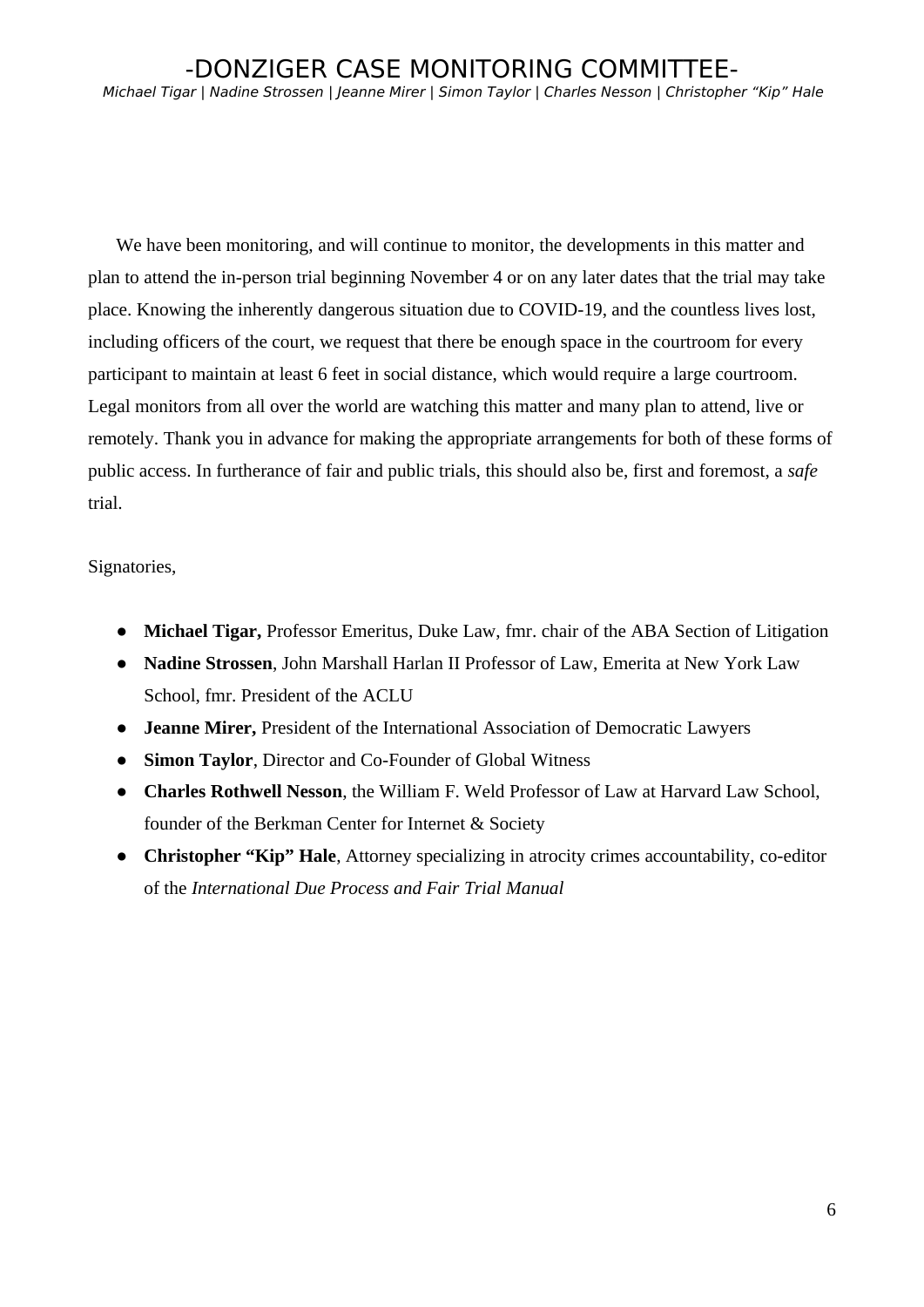We have been monitoring, and will continue to monitor, the developments in this matter and plan to attend the in-person trial beginning November 4 or on any later dates that the trial may take place. Knowing the inherently dangerous situation due to COVID-19, and the countless lives lost, including officers of the court, we request that there be enough space in the courtroom for every participant to maintain at least 6 feet in social distance, which would require a large courtroom. Legal monitors from all over the world are watching this matter and many plan to attend, live or remotely. Thank you in advance for making the appropriate arrangements for both of these forms of public access. In furtherance of fair and public trials, this should also be, first and foremost, a *safe* trial.

Signatories,

- **Michael Tigar,** Professor Emeritus, Duke Law, fmr. chair of the ABA Section of Litigation
- **Nadine Strossen**, John Marshall Harlan II Professor of Law, Emerita at New York Law School, fmr. President of the ACLU
- **Jeanne Mirer,** President of the International Association of Democratic Lawyers
- **Simon Taylor**, Director and Co-Founder of Global Witness
- **Charles Rothwell Nesson**, the William F. Weld Professor of Law at Harvard Law School, founder of the Berkman Center for Internet & Society
- **Christopher "Kip" Hale**, Attorney specializing in atrocity crimes accountability, co-editor of the *International Due Process and Fair Trial Manual*